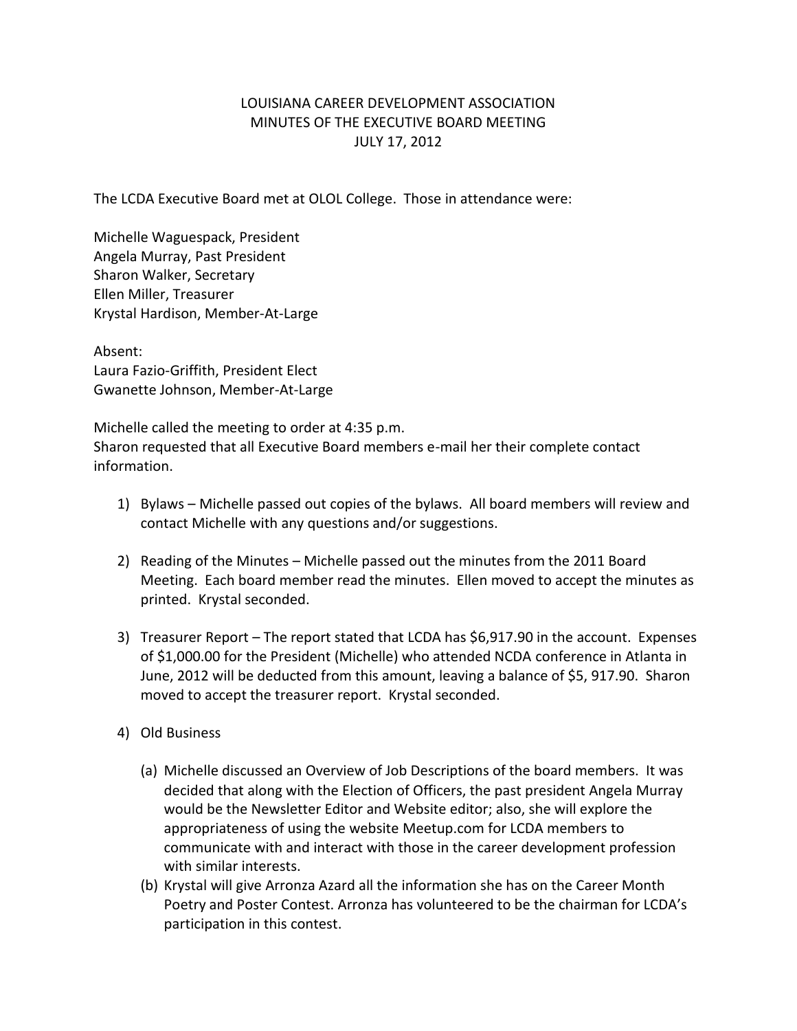# LOUISIANA CAREER DEVELOPMENT ASSOCIATION
## MINUTES OF THE EXECUTIVE BOARD MEETING
### JULY 17, 2012

The LCDA Executive Board met at OLOL College. Those in attendance were:

Michelle Waguespack, President
Angela Murray, Past President
Sharon Walker, Secretary
Ellen Miller, Treasurer
Krystal Hardison, Member-At-Large

Absent:
Laura Fazio-Griffith, President Elect
Gwanette Johnson, Member-At-Large

Michelle called the meeting to order at 4:35 p.m.
Sharon requested that all Executive Board members e-mail her their complete contact information.

1) Bylaws – Michelle passed out copies of the bylaws. All board members will review and contact Michelle with any questions and/or suggestions.

2) Reading of the Minutes – Michelle passed out the minutes from the 2011 Board Meeting. Each board member read the minutes. Ellen moved to accept the minutes as printed. Krystal seconded.

3) Treasurer Report – The report stated that LCDA has $6,917.90 in the account. Expenses of $1,000.00 for the President (Michelle) who attended NCDA conference in Atlanta in June, 2012 will be deducted from this amount, leaving a balance of $5, 917.90. Sharon moved to accept the treasurer report. Krystal seconded.

4) Old Business

   (a) Michelle discussed an Overview of Job Descriptions of the board members. It was decided that along with the Election of Officers, the past president Angela Murray would be the Newsletter Editor and Website editor; also, she will explore the appropriateness of using the website Meetup.com for LCDA members to communicate with and interact with those in the career development profession with similar interests.

   (b) Krystal will give Arronza Azard all the information she has on the Career Month Poetry and Poster Contest. Arronza has volunteered to be the chairman for LCDA's participation in this contest.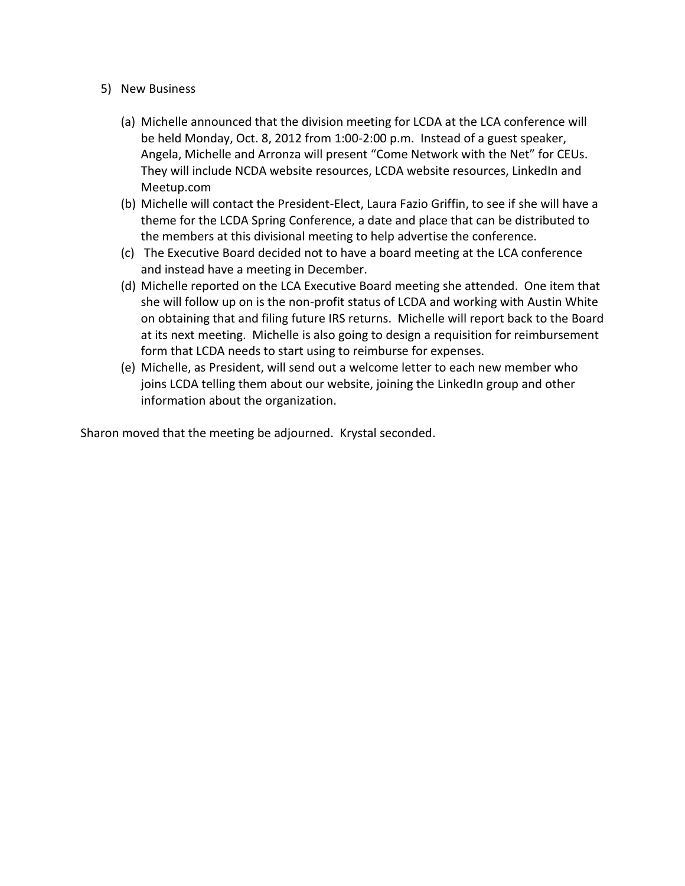5) New Business

   (a) Michelle announced that the division meeting for LCDA at the LCA conference will be held Monday, Oct. 8, 2012 from 1:00-2:00 p.m. Instead of a guest speaker, Angela, Michelle and Arronza will present "Come Network with the Net" for CEUs. They will include NCDA website resources, LCDA website resources, LinkedIn and Meetup.com
   (b) Michelle will contact the President-Elect, Laura Fazio Griffin, to see if she will have a theme for the LCDA Spring Conference, a date and place that can be distributed to the members at this divisional meeting to help advertise the conference.
   (c) The Executive Board decided not to have a board meeting at the LCA conference and instead have a meeting in December.
   (d) Michelle reported on the LCA Executive Board meeting she attended. One item that she will follow up on is the non-profit status of LCDA and working with Austin White on obtaining that and filing future IRS returns. Michelle will report back to the Board at its next meeting. Michelle is also going to design a requisition for reimbursement form that LCDA needs to start using to reimburse for expenses.
   (e) Michelle, as President, will send out a welcome letter to each new member who joins LCDA telling them about our website, joining the LinkedIn group and other information about the organization.

Sharon moved that the meeting be adjourned. Krystal seconded.